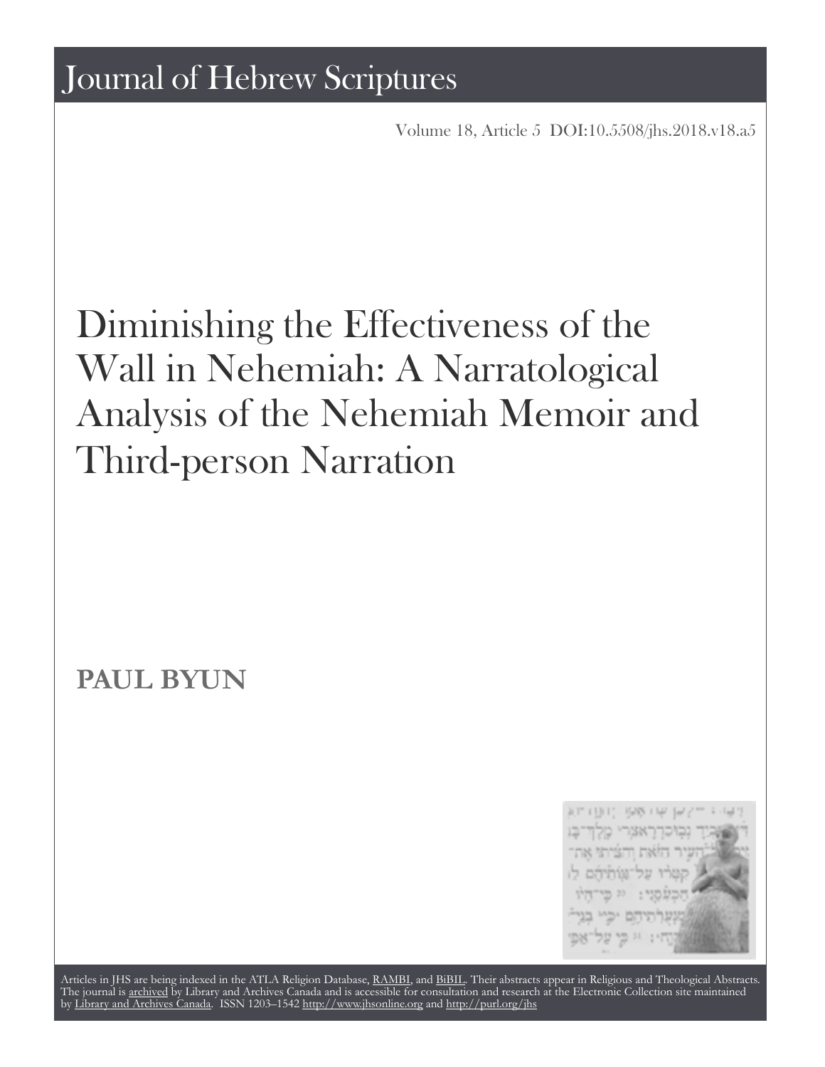# Journal of Hebrew Scriptures

Volume 18, Article 5 DOI:10.5508/jhs.2018.v18.a5

# Diminishing the Effectiveness of the Wall in Nehemiah: A Narratological Analysis of the Nehemiah Memoir and Third-person Narration

**PAUL BYUN**

Articles in JHS are being indexed in the ATLA Religion Database, RAMBI, and BiBIL. Their abstracts appear in Religious and Theological Abstracts. The journal is archived by Library and Archives Canada and is accessible for consultation and research at the Electronic Collection site maintained by Library and Archives Canada. ISSN 1203–1542 http://www.jhsonline.org and http://purl.org/jhs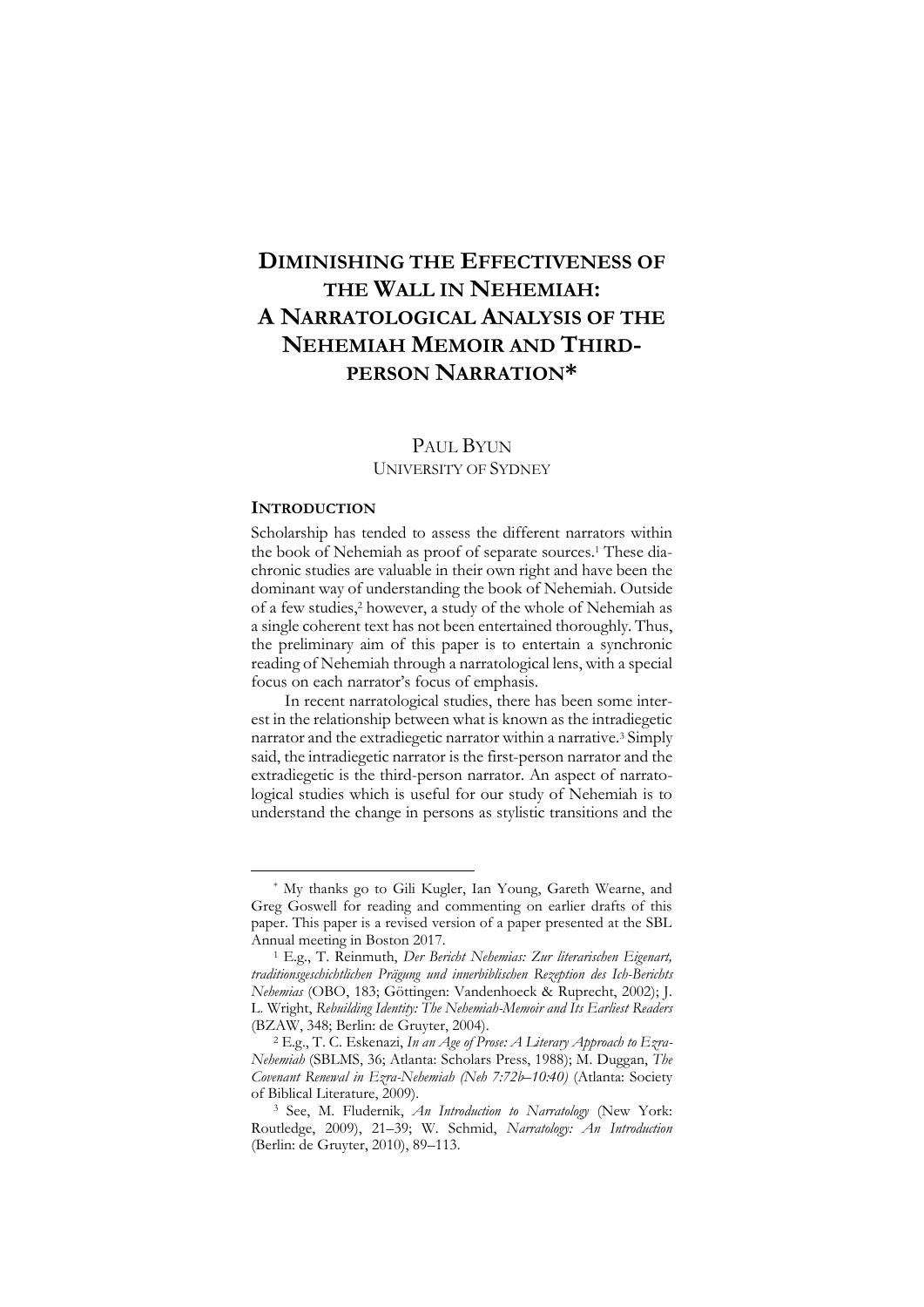# DIMINISHING THE EFFECTIVENESS OF THE WALL IN NEHEMIAH: A NARRATOLOGICAL ANALYSIS OF THE NEHEMIAH MEMOIR AND THIRD-PERSON NARRATION*

PAUL BYUN
UNIVERSITY OF SYDNEY

## INTRODUCTION

Scholarship has tended to assess the different narrators within the book of Nehemiah as proof of separate sources.[1] These diachronic studies are valuable in their own right and have been the dominant way of understanding the book of Nehemiah. Outside of a few studies,[2] however, a study of the whole of Nehemiah as a single coherent text has not been entertained thoroughly. Thus, the preliminary aim of this paper is to entertain a synchronic reading of Nehemiah through a narratological lens, with a special focus on each narrator's focus of emphasis.

In recent narratological studies, there has been some interest in the relationship between what is known as the intradiegetic narrator and the extradiegetic narrator within a narrative.[3] Simply said, the intradiegetic narrator is the first-person narrator and the extradiegetic is the third-person narrator. An aspect of narratological studies which is useful for our study of Nehemiah is to understand the change in persons as stylistic transitions and the

---

* My thanks go to Gili Kugler, Ian Young, Gareth Wearne, and Greg Goswell for reading and commenting on earlier drafts of this paper. This paper is a revised version of a paper presented at the SBL Annual meeting in Boston 2017.

[1] E.g., T. Reinmuth, *Der Bericht Nehemias: Zur literarischen Eigenart, traditionsgeschichtlichen Prägung und innerbiblischen Rezeption des Ich-Berichts Nehemias* (OBO, 183; Göttingen: Vandenhoeck & Ruprecht, 2002); J. L. Wright, *Rebuilding Identity: The Nehemiah-Memoir and Its Earliest Readers* (BZAW, 348; Berlin: de Gruyter, 2004).

[2] E.g., T. C. Eskenazi, *In an Age of Prose: A Literary Approach to Ezra-Nehemiah* (SBLMS, 36; Atlanta: Scholars Press, 1988); M. Duggan, *The Covenant Renewal in Ezra-Nehemiah (Neh 7:72b–10:40)* (Atlanta: Society of Biblical Literature, 2009).

[3] See, M. Fludernik, *An Introduction to Narratology* (New York: Routledge, 2009), 21–39; W. Schmid, *Narratology: An Introduction* (Berlin: de Gruyter, 2010), 89–113.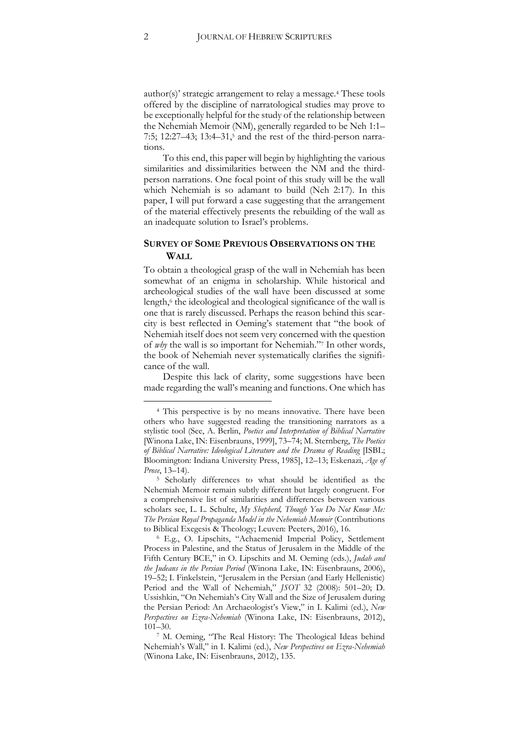author(s)' strategic arrangement to relay a message.[4] These tools offered by the discipline of narratological studies may prove to be exceptionally helpful for the study of the relationship between the Nehemiah Memoir (NM), generally regarded to be Neh 1:1–7:5; 12:27–43; 13:4–31,[5] and the rest of the third-person narrations.

To this end, this paper will begin by highlighting the various similarities and dissimilarities between the NM and the third-person narrations. One focal point of this study will be the wall which Nehemiah is so adamant to build (Neh 2:17). In this paper, I will put forward a case suggesting that the arrangement of the material effectively presents the rebuilding of the wall as an inadequate solution to Israel's problems.

## SURVEY OF SOME PREVIOUS OBSERVATIONS ON THE WALL

To obtain a theological grasp of the wall in Nehemiah has been somewhat of an enigma in scholarship. While historical and archeological studies of the wall have been discussed at some length,[6] the ideological and theological significance of the wall is one that is rarely discussed. Perhaps the reason behind this scarcity is best reflected in Oeming's statement that "the book of Nehemiah itself does not seem very concerned with the question of *why* the wall is so important for Nehemiah."[7] In other words, the book of Nehemiah never systematically clarifies the significance of the wall.

Despite this lack of clarity, some suggestions have been made regarding the wall's meaning and functions. One which has

---

[4] This perspective is by no means innovative. There have been others who have suggested reading the transitioning narrators as a stylistic tool (See, A. Berlin, *Poetics and Interpretation of Biblical Narrative* [Winona Lake, IN: Eisenbrauns, 1999], 73–74; M. Sternberg, *The Poetics of Biblical Narrative: Ideological Literature and the Drama of Reading* [ISBL; Bloomington: Indiana University Press, 1985], 12–13; Eskenazi, *Age of Prose*, 13–14).

[5] Scholarly differences to what should be identified as the Nehemiah Memoir remain subtly different but largely congruent. For a comprehensive list of similarities and differences between various scholars see, L. L. Schulte, *My Shepherd, Though You Do Not Know Me: The Persian Royal Propaganda Model in the Nehemiah Memoir* (Contributions to Biblical Exegesis & Theology; Leuven: Peeters, 2016), 16.

[6] E.g., O. Lipschits, "Achaemenid Imperial Policy, Settlement Process in Palestine, and the Status of Jerusalem in the Middle of the Fifth Century BCE," in O. Lipschits and M. Oeming (eds.), *Judah and the Judeans in the Persian Period* (Winona Lake, IN: Eisenbrauns, 2006), 19–52; I. Finkelstein, "Jerusalem in the Persian (and Early Hellenistic) Period and the Wall of Nehemiah," *JSOT* 32 (2008): 501–20; D. Ussishkin, "On Nehemiah's City Wall and the Size of Jerusalem during the Persian Period: An Archaeologist's View," in I. Kalimi (ed.), *New Perspectives on Ezra-Nehemiah* (Winona Lake, IN: Eisenbrauns, 2012), 101–30.

[7] M. Oeming, "The Real History: The Theological Ideas behind Nehemiah's Wall," in I. Kalimi (ed.), *New Perspectives on Ezra-Nehemiah* (Winona Lake, IN: Eisenbrauns, 2012), 135.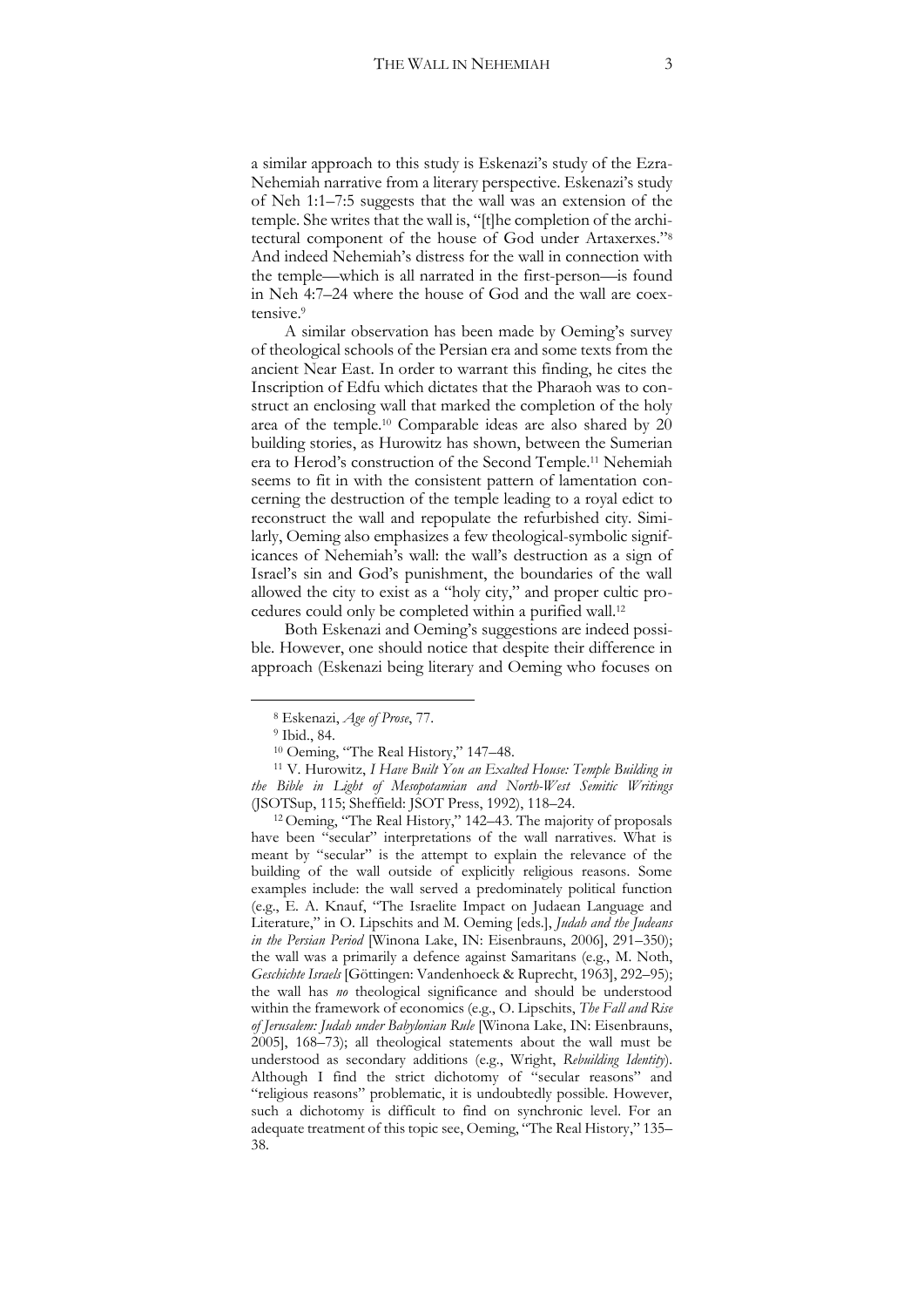a similar approach to this study is Eskenazi's study of the Ezra-Nehemiah narrative from a literary perspective. Eskenazi's study of Neh 1:1–7:5 suggests that the wall was an extension of the temple. She writes that the wall is, "[t]he completion of the architectural component of the house of God under Artaxerxes."[8] And indeed Nehemiah's distress for the wall in connection with the temple—which is all narrated in the first-person—is found in Neh 4:7–24 where the house of God and the wall are coextensive.[9]

A similar observation has been made by Oeming's survey of theological schools of the Persian era and some texts from the ancient Near East. In order to warrant this finding, he cites the Inscription of Edfu which dictates that the Pharaoh was to construct an enclosing wall that marked the completion of the holy area of the temple.[10] Comparable ideas are also shared by 20 building stories, as Hurowitz has shown, between the Sumerian era to Herod's construction of the Second Temple.[11] Nehemiah seems to fit in with the consistent pattern of lamentation concerning the destruction of the temple leading to a royal edict to reconstruct the wall and repopulate the refurbished city. Similarly, Oeming also emphasizes a few theological-symbolic significances of Nehemiah's wall: the wall's destruction as a sign of Israel's sin and God's punishment, the boundaries of the wall allowed the city to exist as a "holy city," and proper cultic procedures could only be completed within a purified wall.[12]

Both Eskenazi and Oeming's suggestions are indeed possible. However, one should notice that despite their difference in approach (Eskenazi being literary and Oeming who focuses on

---

[8] Eskenazi, *Age of Prose*, 77.

[9] Ibid., 84.

[10] Oeming, "The Real History," 147–48.

[11] V. Hurowitz, *I Have Built You an Exalted House: Temple Building in the Bible in Light of Mesopotamian and North-West Semitic Writings* (JSOTSup, 115; Sheffield: JSOT Press, 1992), 118–24.

[12] Oeming, "The Real History," 142–43. The majority of proposals have been "secular" interpretations of the wall narratives. What is meant by "secular" is the attempt to explain the relevance of the building of the wall outside of explicitly religious reasons. Some examples include: the wall served a predominately political function (e.g., E. A. Knauf, "The Israelite Impact on Judaean Language and Literature," in O. Lipschits and M. Oeming [eds.], *Judah and the Judeans in the Persian Period* [Winona Lake, IN: Eisenbrauns, 2006], 291–350); the wall was a primarily a defence against Samaritans (e.g., M. Noth, *Geschichte Israels* [Göttingen: Vandenhoeck & Ruprecht, 1963], 292–95); the wall has *no* theological significance and should be understood within the framework of economics (e.g., O. Lipschits, *The Fall and Rise of Jerusalem: Judah under Babylonian Rule* [Winona Lake, IN: Eisenbrauns, 2005], 168–73); all theological statements about the wall must be understood as secondary additions (e.g., Wright, *Rebuilding Identity*). Although I find the strict dichotomy of "secular reasons" and "religious reasons" problematic, it is undoubtedly possible. However, such a dichotomy is difficult to find on synchronic level. For an adequate treatment of this topic see, Oeming, "The Real History," 135–38.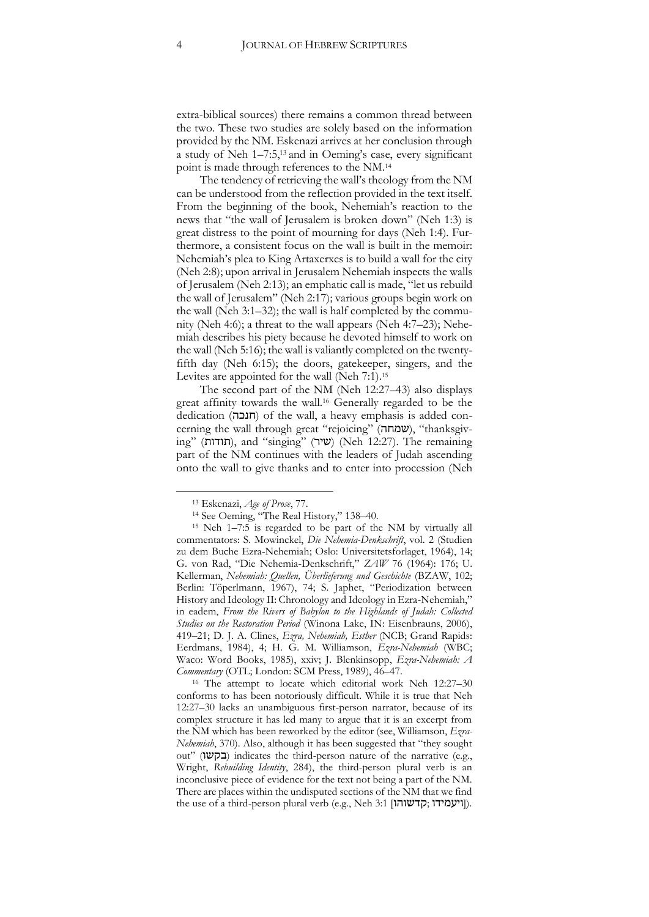extra-biblical sources) there remains a common thread between the two. These two studies are solely based on the information provided by the NM. Eskenazi arrives at her conclusion through a study of Neh 1–7:5,[13] and in Oeming's case, every significant point is made through references to the NM.[14]

The tendency of retrieving the wall's theology from the NM can be understood from the reflection provided in the text itself. From the beginning of the book, Nehemiah's reaction to the news that "the wall of Jerusalem is broken down" (Neh 1:3) is great distress to the point of mourning for days (Neh 1:4). Furthermore, a consistent focus on the wall is built in the memoir: Nehemiah's plea to King Artaxerxes is to build a wall for the city (Neh 2:8); upon arrival in Jerusalem Nehemiah inspects the walls of Jerusalem (Neh 2:13); an emphatic call is made, "let us rebuild the wall of Jerusalem" (Neh 2:17); various groups begin work on the wall (Neh 3:1–32); the wall is half completed by the community (Neh 4:6); a threat to the wall appears (Neh 4:7–23); Nehemiah describes his piety because he devoted himself to work on the wall (Neh 5:16); the wall is valiantly completed on the twenty-fifth day (Neh 6:15); the doors, gatekeeper, singers, and the Levites are appointed for the wall (Neh 7:1).[15]

The second part of the NM (Neh 12:27–43) also displays great affinity towards the wall.[16] Generally regarded to be the dedication (חנכה) of the wall, a heavy emphasis is added concerning the wall through great "rejoicing" (שמחה), "thanksgiving" (תודות), and "singing" (שיר) (Neh 12:27). The remaining part of the NM continues with the leaders of Judah ascending onto the wall to give thanks and to enter into procession (Neh

---

[13] Eskenazi, *Age of Prose*, 77.

[14] See Oeming, "The Real History," 138–40.

[15] Neh 1–7:5 is regarded to be part of the NM by virtually all commentators: S. Mowinckel, *Die Nehemia-Denkschrift*, vol. 2 (Studien zu dem Buche Ezra-Nehemiah; Oslo: Universitetsforlaget, 1964), 14; G. von Rad, "Die Nehemia-Denkschrift," *ZAW* 76 (1964): 176; U. Kellerman, *Nehemiah: Quellen, Überlieferung und Geschichte* (BZAW, 102; Berlin: Töperlmann, 1967), 74; S. Japhet, "Periodization between History and Ideology II: Chronology and Ideology in Ezra-Nehemiah," in eadem, *From the Rivers of Babylon to the Highlands of Judah: Collected Studies on the Restoration Period* (Winona Lake, IN: Eisenbrauns, 2006), 419–21; D. J. A. Clines, *Ezra, Nehemiah, Esther* (NCB; Grand Rapids: Eerdmans, 1984), 4; H. G. M. Williamson, *Ezra-Nehemiah* (WBC; Waco: Word Books, 1985), xxiv; J. Blenkinsopp, *Ezra-Nehemiah: A Commentary* (OTL; London: SCM Press, 1989), 46–47.

[16] The attempt to locate which editorial work Neh 12:27–30 conforms to has been notoriously difficult. While it is true that Neh 12:27–30 lacks an unambiguous first-person narrator, because of its complex structure it has led many to argue that it is an excerpt from the NM which has been reworked by the editor (see, Williamson, *Ezra-Nehemiah*, 370). Also, although it has been suggested that "they sought out" (בקשו) indicates the third-person nature of the narrative (e.g., Wright, *Rebuilding Identity*, 284), the third-person plural verb is an inconclusive piece of evidence for the text not being a part of the NM. There are places within the undisputed sections of the NM that we find the use of a third-person plural verb (e.g., Neh 3:1 [קדשוהו; ויעמידו]).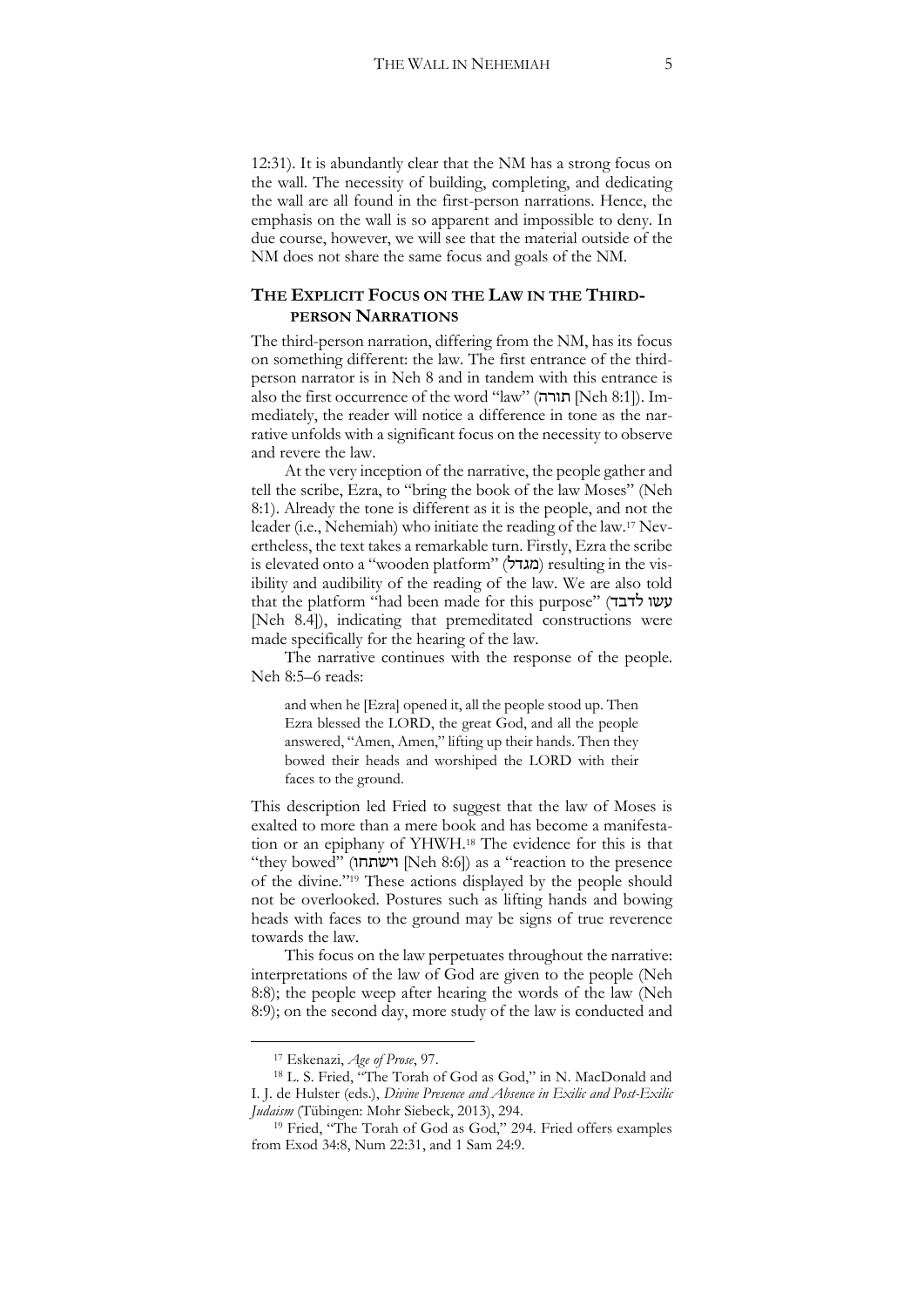12:31). It is abundantly clear that the NM has a strong focus on the wall. The necessity of building, completing, and dedicating the wall are all found in the first-person narrations. Hence, the emphasis on the wall is so apparent and impossible to deny. In due course, however, we will see that the material outside of the NM does not share the same focus and goals of the NM.

## THE EXPLICIT FOCUS ON THE LAW IN THE THIRD-PERSON NARRATIONS

The third-person narration, differing from the NM, has its focus on something different: the law. The first entrance of the third-person narrator is in Neh 8 and in tandem with this entrance is also the first occurrence of the word "law" (תורה [Neh 8:1]). Immediately, the reader will notice a difference in tone as the narrative unfolds with a significant focus on the necessity to observe and revere the law.

At the very inception of the narrative, the people gather and tell the scribe, Ezra, to "bring the book of the law Moses" (Neh 8:1). Already the tone is different as it is the people, and not the leader (i.e., Nehemiah) who initiate the reading of the law.[17] Nevertheless, the text takes a remarkable turn. Firstly, Ezra the scribe is elevated onto a "wooden platform" (מגדל) resulting in the visibility and audibility of the reading of the law. We are also told that the platform "had been made for this purpose" (עשו לדבר [Neh 8.4]), indicating that premeditated constructions were made specifically for the hearing of the law.

The narrative continues with the response of the people. Neh 8:5–6 reads:

> and when he [Ezra] opened it, all the people stood up. Then Ezra blessed the LORD, the great God, and all the people answered, "Amen, Amen," lifting up their hands. Then they bowed their heads and worshiped the LORD with their faces to the ground.

This description led Fried to suggest that the law of Moses is exalted to more than a mere book and has become a manifestation or an epiphany of YHWH.[18] The evidence for this is that "they bowed" (וישתחו [Neh 8:6]) as a "reaction to the presence of the divine."[19] These actions displayed by the people should not be overlooked. Postures such as lifting hands and bowing heads with faces to the ground may be signs of true reverence towards the law.

This focus on the law perpetuates throughout the narrative: interpretations of the law of God are given to the people (Neh 8:8); the people weep after hearing the words of the law (Neh 8:9); on the second day, more study of the law is conducted and

---

[17] Eskenazi, *Age of Prose*, 97.

[18] L. S. Fried, "The Torah of God as God," in N. MacDonald and I. J. de Hulster (eds.), *Divine Presence and Absence in Exilic and Post-Exilic Judaism* (Tübingen: Mohr Siebeck, 2013), 294.

[19] Fried, "The Torah of God as God," 294. Fried offers examples from Exod 34:8, Num 22:31, and 1 Sam 24:9.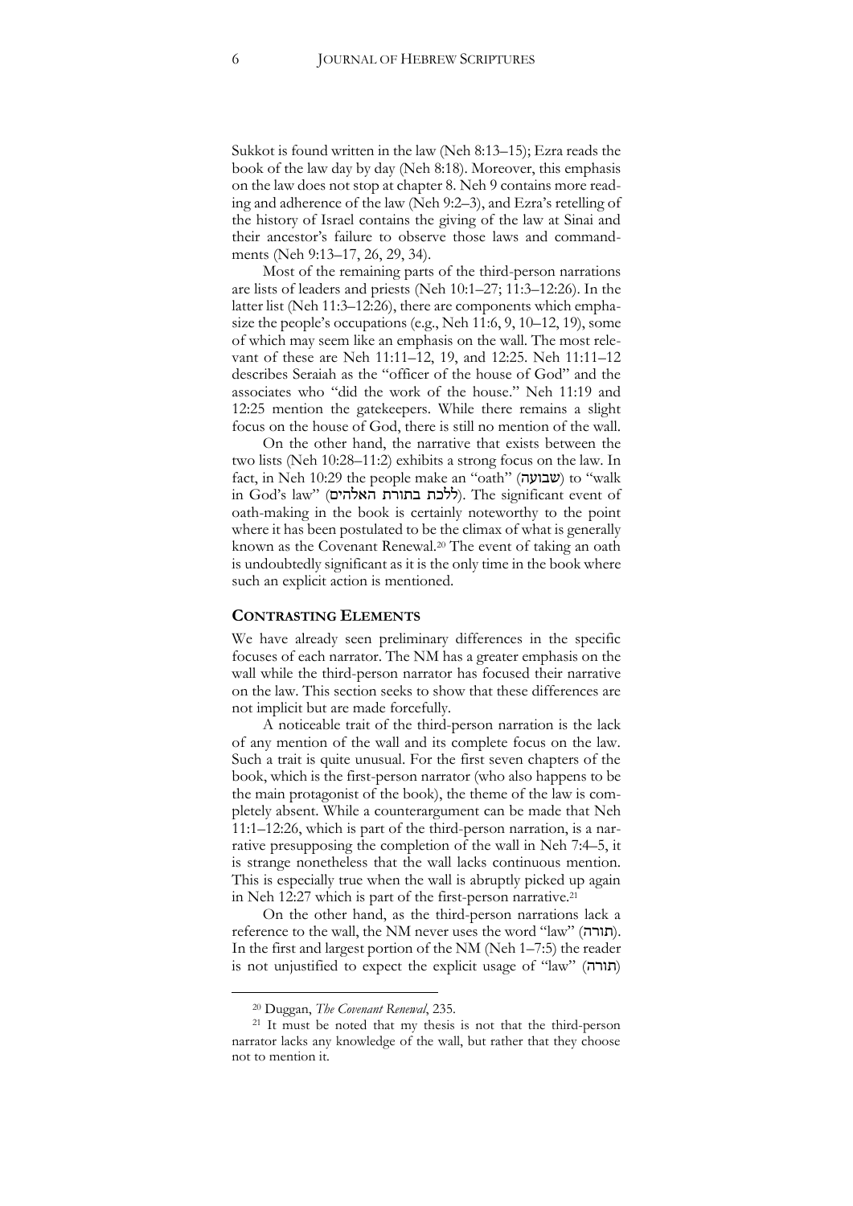Sukkot is found written in the law (Neh 8:13–15); Ezra reads the book of the law day by day (Neh 8:18). Moreover, this emphasis on the law does not stop at chapter 8. Neh 9 contains more reading and adherence of the law (Neh 9:2–3), and Ezra's retelling of the history of Israel contains the giving of the law at Sinai and their ancestor's failure to observe those laws and commandments (Neh 9:13–17, 26, 29, 34).

Most of the remaining parts of the third-person narrations are lists of leaders and priests (Neh 10:1–27; 11:3–12:26). In the latter list (Neh 11:3–12:26), there are components which emphasize the people's occupations (e.g., Neh 11:6, 9, 10–12, 19), some of which may seem like an emphasis on the wall. The most relevant of these are Neh 11:11–12, 19, and 12:25. Neh 11:11–12 describes Seraiah as the "officer of the house of God" and the associates who "did the work of the house." Neh 11:19 and 12:25 mention the gatekeepers. While there remains a slight focus on the house of God, there is still no mention of the wall.

On the other hand, the narrative that exists between the two lists (Neh 10:28–11:2) exhibits a strong focus on the law. In fact, in Neh 10:29 the people make an "oath" (שבועה) to "walk in God's law" (ללכת בתורת האלהים). The significant event of oath-making in the book is certainly noteworthy to the point where it has been postulated to be the climax of what is generally known as the Covenant Renewal.[20] The event of taking an oath is undoubtedly significant as it is the only time in the book where such an explicit action is mentioned.

## CONTRASTING ELEMENTS

We have already seen preliminary differences in the specific focuses of each narrator. The NM has a greater emphasis on the wall while the third-person narrator has focused their narrative on the law. This section seeks to show that these differences are not implicit but are made forcefully.

A noticeable trait of the third-person narration is the lack of any mention of the wall and its complete focus on the law. Such a trait is quite unusual. For the first seven chapters of the book, which is the first-person narrator (who also happens to be the main protagonist of the book), the theme of the law is completely absent. While a counterargument can be made that Neh 11:1–12:26, which is part of the third-person narration, is a narrative presupposing the completion of the wall in Neh 7:4–5, it is strange nonetheless that the wall lacks continuous mention. This is especially true when the wall is abruptly picked up again in Neh 12:27 which is part of the first-person narrative.[21]

On the other hand, as the third-person narrations lack a reference to the wall, the NM never uses the word "law" (תורה). In the first and largest portion of the NM (Neh 1–7:5) the reader is not unjustified to expect the explicit usage of "law" (תורה)

---

[20] Duggan, *The Covenant Renewal*, 235.

[21] It must be noted that my thesis is not that the third-person narrator lacks any knowledge of the wall, but rather that they choose not to mention it.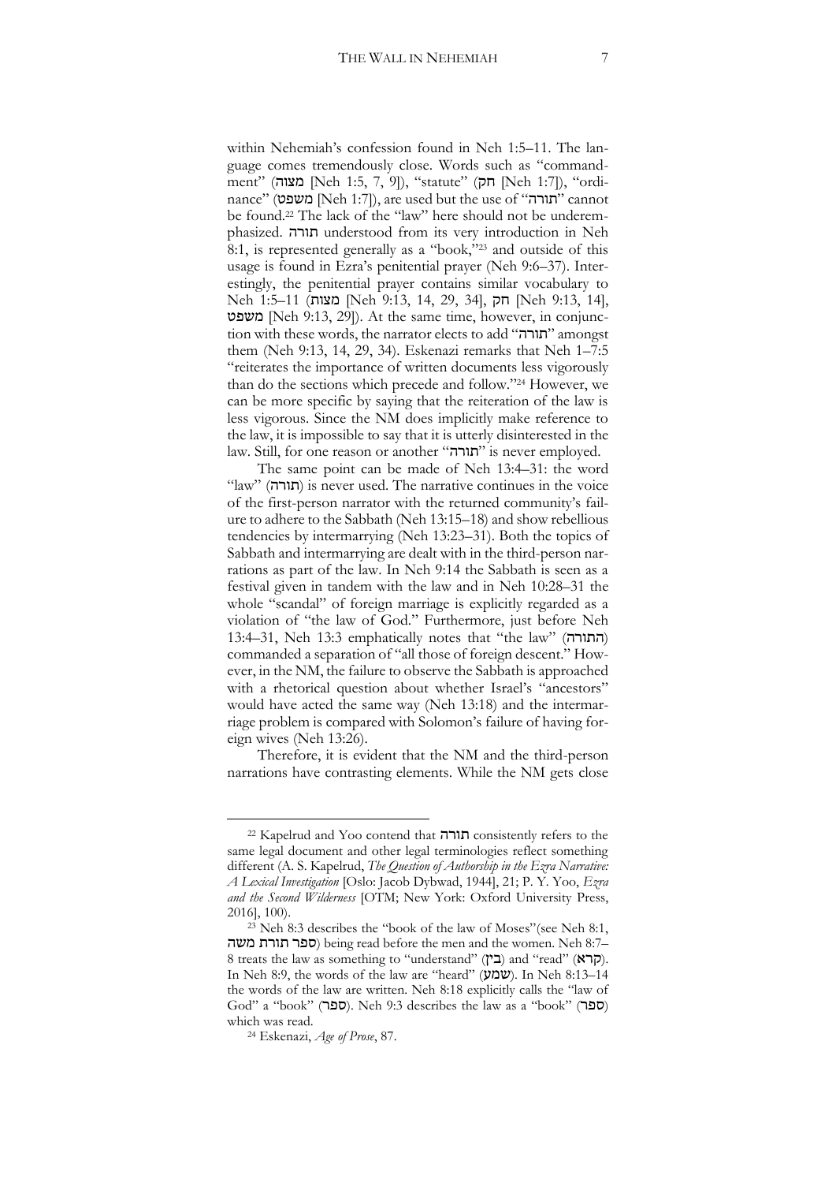within Nehemiah's confession found in Neh 1:5–11. The language comes tremendously close. Words such as "commandment" (מצוה [Neh 1:5, 7, 9]), "statute" (חק [Neh 1:7]), "ordinance" (משפט [Neh 1:7]), are used but the use of "תורה" cannot be found.[22] The lack of the "law" here should not be underemphasized. תורה understood from its very introduction in Neh 8:1, is represented generally as a "book,"[23] and outside of this usage is found in Ezra's penitential prayer (Neh 9:6–37). Interestingly, the penitential prayer contains similar vocabulary to Neh 1:5–11 (מצות [Neh 9:13, 14, 29, 34], חק [Neh 9:13, 14], משפט [Neh 9:13, 29]). At the same time, however, in conjunction with these words, the narrator elects to add "תורה" amongst them (Neh 9:13, 14, 29, 34). Eskenazi remarks that Neh 1–7:5 "reiterates the importance of written documents less vigorously than do the sections which precede and follow."[24] However, we can be more specific by saying that the reiteration of the law is less vigorous. Since the NM does implicitly make reference to the law, it is impossible to say that it is utterly disinterested in the law. Still, for one reason or another "תורה" is never employed.

The same point can be made of Neh 13:4–31: the word "law" (תורה) is never used. The narrative continues in the voice of the first-person narrator with the returned community's failure to adhere to the Sabbath (Neh 13:15–18) and show rebellious tendencies by intermarrying (Neh 13:23–31). Both the topics of Sabbath and intermarrying are dealt with in the third-person narrations as part of the law. In Neh 9:14 the Sabbath is seen as a festival given in tandem with the law and in Neh 10:28–31 the whole "scandal" of foreign marriage is explicitly regarded as a violation of "the law of God." Furthermore, just before Neh 13:4–31, Neh 13:3 emphatically notes that "the law" (התורה) commanded a separation of "all those of foreign descent." However, in the NM, the failure to observe the Sabbath is approached with a rhetorical question about whether Israel's "ancestors" would have acted the same way (Neh 13:18) and the intermarriage problem is compared with Solomon's failure of having foreign wives (Neh 13:26).

Therefore, it is evident that the NM and the third-person narrations have contrasting elements. While the NM gets close

---

[22] Kapelrud and Yoo contend that תורה consistently refers to the same legal document and other legal terminologies reflect something different (A. S. Kapelrud, *The Question of Authorship in the Ezra Narrative: A Lexical Investigation* [Oslo: Jacob Dybwad, 1944], 21; P. Y. Yoo, *Ezra and the Second Wilderness* [OTM; New York: Oxford University Press, 2016], 100).

[23] Neh 8:3 describes the "book of the law of Moses"(see Neh 8:1, ספר תורת משה) being read before the men and the women. Neh 8:7–8 treats the law as something to "understand" (בין) and "read" (קרא). In Neh 8:9, the words of the law are "heard" (שמע). In Neh 8:13–14 the words of the law are written. Neh 8:18 explicitly calls the "law of God" a "book" (ספר). Neh 9:3 describes the law as a "book" (ספר) which was read.

[24] Eskenazi, *Age of Prose*, 87.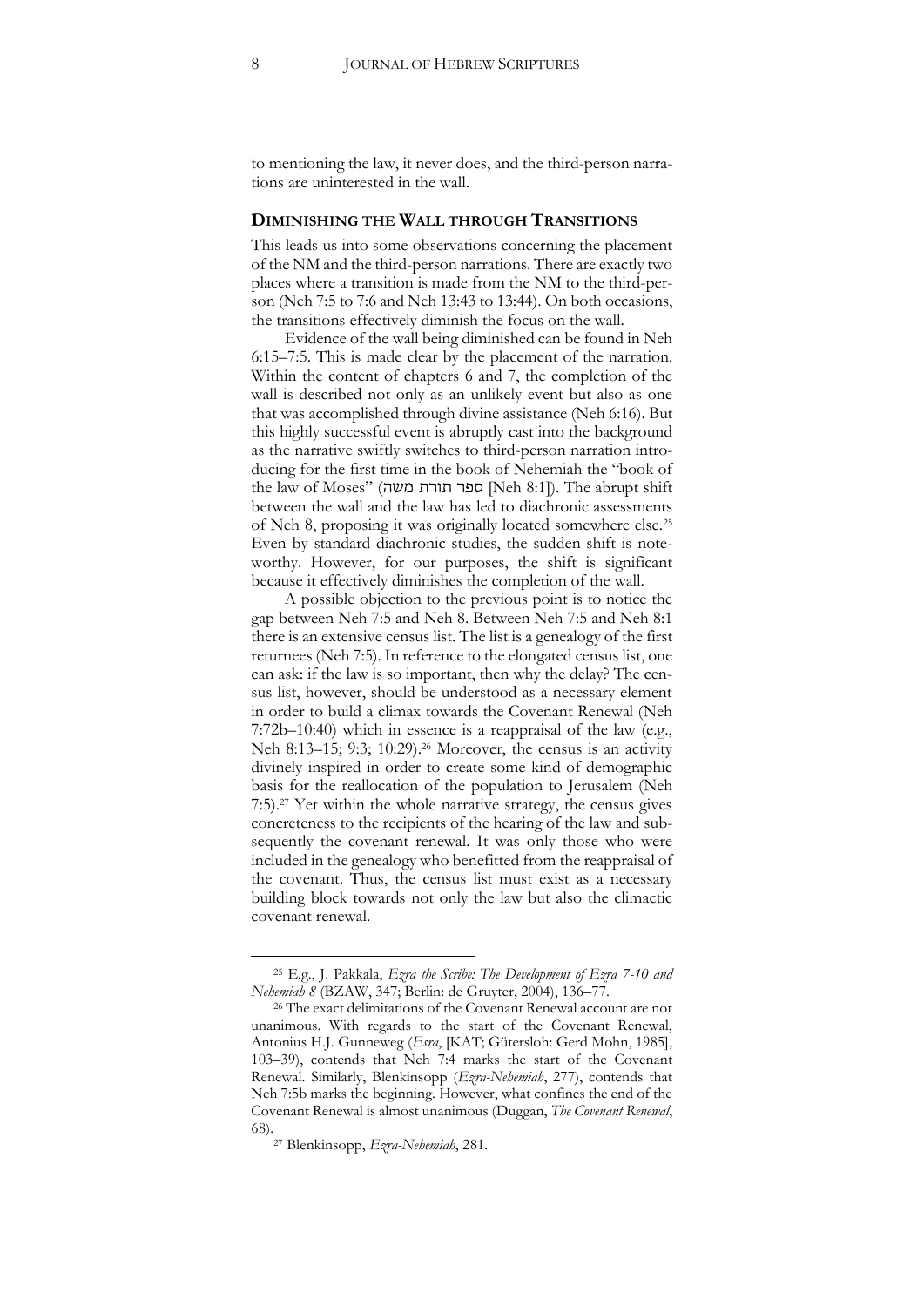to mentioning the law, it never does, and the third-person narrations are uninterested in the wall.

## DIMINISHING THE WALL THROUGH TRANSITIONS

This leads us into some observations concerning the placement of the NM and the third-person narrations. There are exactly two places where a transition is made from the NM to the third-person (Neh 7:5 to 7:6 and Neh 13:43 to 13:44). On both occasions, the transitions effectively diminish the focus on the wall.

Evidence of the wall being diminished can be found in Neh 6:15–7:5. This is made clear by the placement of the narration. Within the content of chapters 6 and 7, the completion of the wall is described not only as an unlikely event but also as one that was accomplished through divine assistance (Neh 6:16). But this highly successful event is abruptly cast into the background as the narrative swiftly switches to third-person narration introducing for the first time in the book of Nehemiah the "book of the law of Moses" (ספר תורת משה [Neh 8:1]). The abrupt shift between the wall and the law has led to diachronic assessments of Neh 8, proposing it was originally located somewhere else.[25] Even by standard diachronic studies, the sudden shift is noteworthy. However, for our purposes, the shift is significant because it effectively diminishes the completion of the wall.

A possible objection to the previous point is to notice the gap between Neh 7:5 and Neh 8. Between Neh 7:5 and Neh 8:1 there is an extensive census list. The list is a genealogy of the first returnees (Neh 7:5). In reference to the elongated census list, one can ask: if the law is so important, then why the delay? The census list, however, should be understood as a necessary element in order to build a climax towards the Covenant Renewal (Neh 7:72b–10:40) which in essence is a reappraisal of the law (e.g., Neh 8:13–15; 9:3; 10:29).[26] Moreover, the census is an activity divinely inspired in order to create some kind of demographic basis for the reallocation of the population to Jerusalem (Neh 7:5).[27] Yet within the whole narrative strategy, the census gives concreteness to the recipients of the hearing of the law and subsequently the covenant renewal. It was only those who were included in the genealogy who benefitted from the reappraisal of the covenant. Thus, the census list must exist as a necessary building block towards not only the law but also the climactic covenant renewal.

---

[25] E.g., J. Pakkala, *Ezra the Scribe: The Development of Ezra 7-10 and Nehemiah 8* (BZAW, 347; Berlin: de Gruyter, 2004), 136–77.

[26] The exact delimitations of the Covenant Renewal account are not unanimous. With regards to the start of the Covenant Renewal, Antonius H.J. Gunneweg (*Esra*, [KAT; Gütersloh: Gerd Mohn, 1985], 103–39), contends that Neh 7:4 marks the start of the Covenant Renewal. Similarly, Blenkinsopp (*Ezra-Nehemiah*, 277), contends that Neh 7:5b marks the beginning. However, what confines the end of the Covenant Renewal is almost unanimous (Duggan, *The Covenant Renewal*, 68).

[27] Blenkinsopp, *Ezra-Nehemiah*, 281.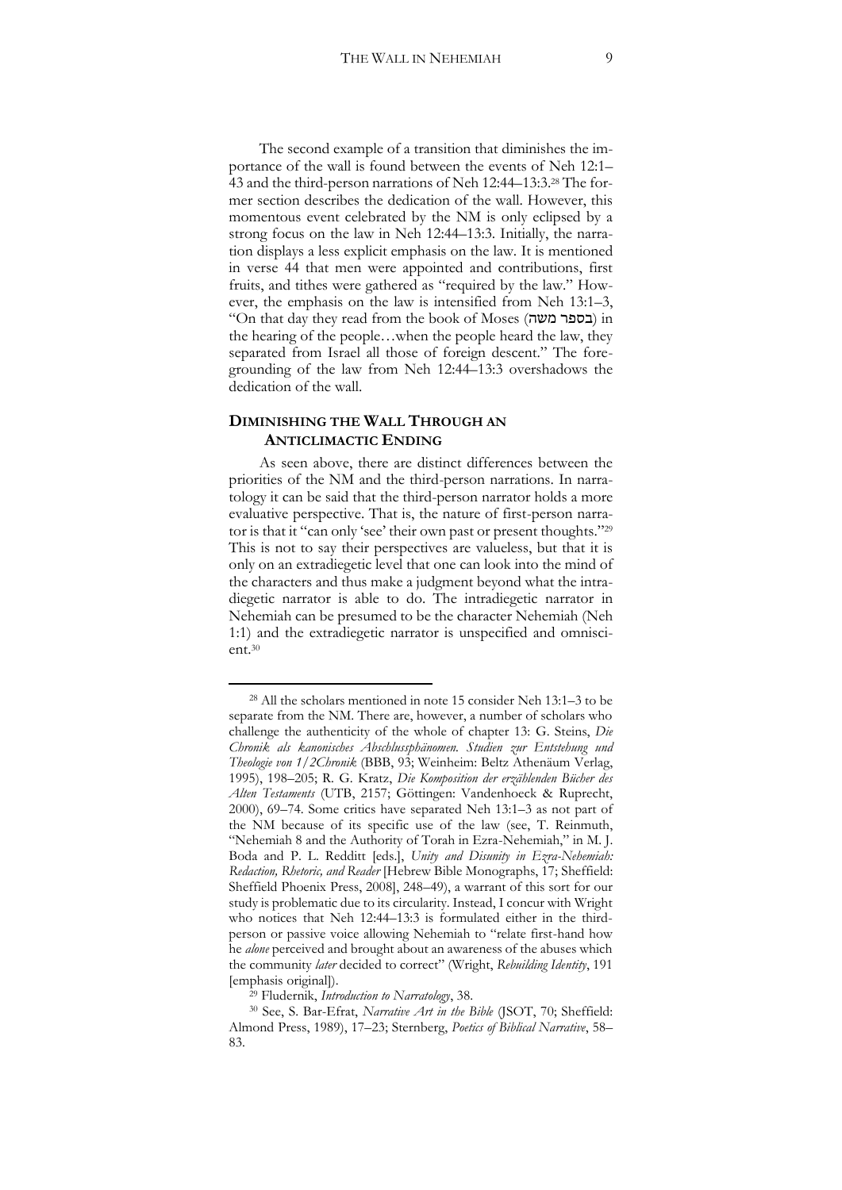The second example of a transition that diminishes the importance of the wall is found between the events of Neh 12:1–43 and the third-person narrations of Neh 12:44–13:3.[28] The former section describes the dedication of the wall. However, this momentous event celebrated by the NM is only eclipsed by a strong focus on the law in Neh 12:44–13:3. Initially, the narration displays a less explicit emphasis on the law. It is mentioned in verse 44 that men were appointed and contributions, first fruits, and tithes were gathered as "required by the law." However, the emphasis on the law is intensified from Neh 13:1–3, "On that day they read from the book of Moses (בספר משה) in the hearing of the people…when the people heard the law, they separated from Israel all those of foreign descent." The foregrounding of the law from Neh 12:44–13:3 overshadows the dedication of the wall.

## DIMINISHING THE WALL THROUGH AN ANTICLIMACTIC ENDING

As seen above, there are distinct differences between the priorities of the NM and the third-person narrations. In narratology it can be said that the third-person narrator holds a more evaluative perspective. That is, the nature of first-person narrator is that it "can only 'see' their own past or present thoughts."[29] This is not to say their perspectives are valueless, but that it is only on an extradiegetic level that one can look into the mind of the characters and thus make a judgment beyond what the intradiegetic narrator is able to do. The intradiegetic narrator in Nehemiah can be presumed to be the character Nehemiah (Neh 1:1) and the extradiegetic narrator is unspecified and omniscient.[30]

---

[28] All the scholars mentioned in note 15 consider Neh 13:1–3 to be separate from the NM. There are, however, a number of scholars who challenge the authenticity of the whole of chapter 13: G. Steins, *Die Chronik als kanonisches Abschlussphänomen. Studien zur Entstehung und Theologie von 1/2Chronik* (BBB, 93; Weinheim: Beltz Athenäum Verlag, 1995), 198–205; R. G. Kratz, *Die Komposition der erzählenden Bücher des Alten Testaments* (UTB, 2157; Göttingen: Vandenhoeck & Ruprecht, 2000), 69–74. Some critics have separated Neh 13:1–3 as not part of the NM because of its specific use of the law (see, T. Reinmuth, "Nehemiah 8 and the Authority of Torah in Ezra-Nehemiah," in M. J. Boda and P. L. Redditt [eds.], *Unity and Disunity in Ezra-Nehemiah: Redaction, Rhetoric, and Reader* [Hebrew Bible Monographs, 17; Sheffield: Sheffield Phoenix Press, 2008], 248–49), a warrant of this sort for our study is problematic due to its circularity. Instead, I concur with Wright who notices that Neh 12:44–13:3 is formulated either in the third-person or passive voice allowing Nehemiah to "relate first-hand how he *alone* perceived and brought about an awareness of the abuses which the community *later* decided to correct" (Wright, *Rebuilding Identity*, 191 [emphasis original]).

[29] Fludernik, *Introduction to Narratology*, 38.

[30] See, S. Bar-Efrat, *Narrative Art in the Bible* (JSOT, 70; Sheffield: Almond Press, 1989), 17–23; Sternberg, *Poetics of Biblical Narrative*, 58–83.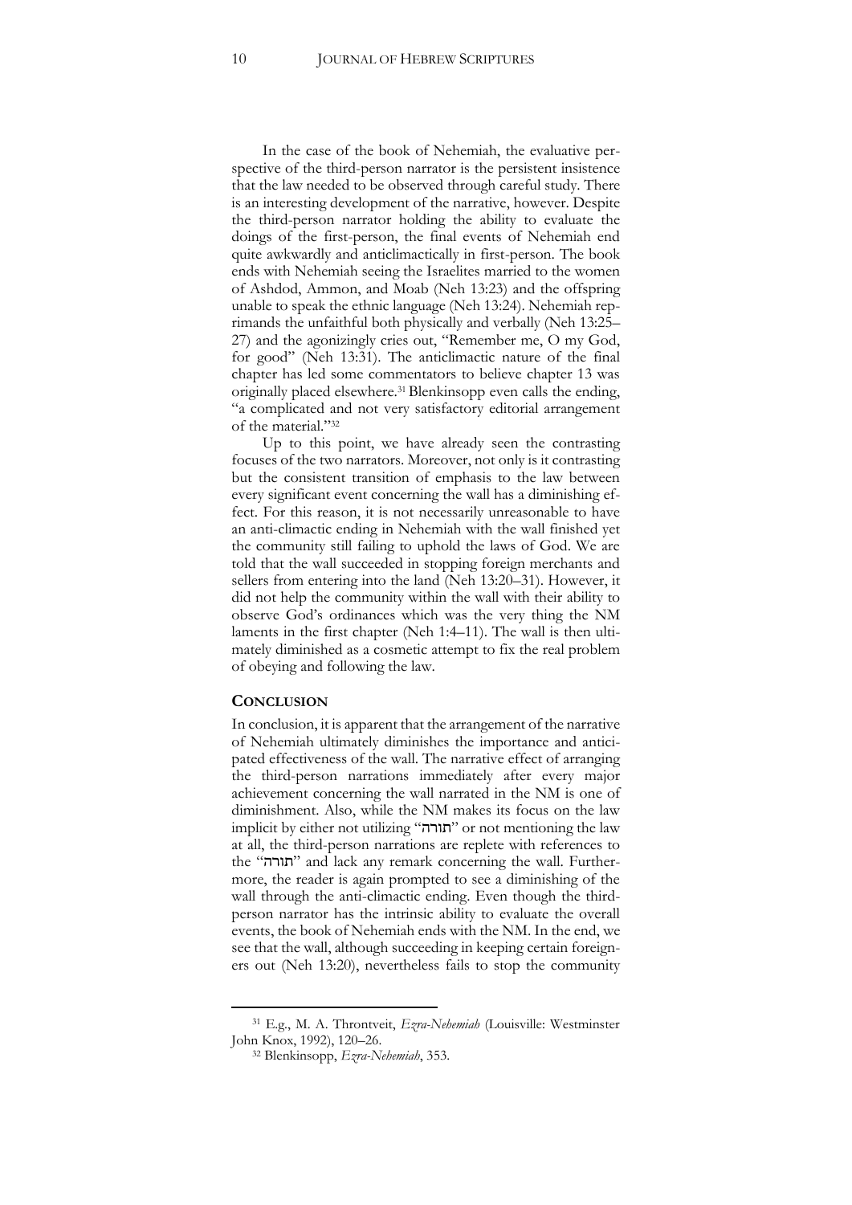In the case of the book of Nehemiah, the evaluative perspective of the third-person narrator is the persistent insistence that the law needed to be observed through careful study. There is an interesting development of the narrative, however. Despite the third-person narrator holding the ability to evaluate the doings of the first-person, the final events of Nehemiah end quite awkwardly and anticlimactically in first-person. The book ends with Nehemiah seeing the Israelites married to the women of Ashdod, Ammon, and Moab (Neh 13:23) and the offspring unable to speak the ethnic language (Neh 13:24). Nehemiah reprimands the unfaithful both physically and verbally (Neh 13:25–27) and the agonizingly cries out, "Remember me, O my God, for good" (Neh 13:31). The anticlimactic nature of the final chapter has led some commentators to believe chapter 13 was originally placed elsewhere.[31] Blenkinsopp even calls the ending, "a complicated and not very satisfactory editorial arrangement of the material."[32]

Up to this point, we have already seen the contrasting focuses of the two narrators. Moreover, not only is it contrasting but the consistent transition of emphasis to the law between every significant event concerning the wall has a diminishing effect. For this reason, it is not necessarily unreasonable to have an anti-climactic ending in Nehemiah with the wall finished yet the community still failing to uphold the laws of God. We are told that the wall succeeded in stopping foreign merchants and sellers from entering into the land (Neh 13:20–31). However, it did not help the community within the wall with their ability to observe God's ordinances which was the very thing the NM laments in the first chapter (Neh 1:4–11). The wall is then ultimately diminished as a cosmetic attempt to fix the real problem of obeying and following the law.

## Conclusion

In conclusion, it is apparent that the arrangement of the narrative of Nehemiah ultimately diminishes the importance and anticipated effectiveness of the wall. The narrative effect of arranging the third-person narrations immediately after every major achievement concerning the wall narrated in the NM is one of diminishment. Also, while the NM makes its focus on the law implicit by either not utilizing "תורה" or not mentioning the law at all, the third-person narrations are replete with references to the "תורה" and lack any remark concerning the wall. Furthermore, the reader is again prompted to see a diminishing of the wall through the anti-climactic ending. Even though the third-person narrator has the intrinsic ability to evaluate the overall events, the book of Nehemiah ends with the NM. In the end, we see that the wall, although succeeding in keeping certain foreigners out (Neh 13:20), nevertheless fails to stop the community

---

[31] E.g., M. A. Throntveit, *Ezra-Nehemiah* (Louisville: Westminster John Knox, 1992), 120–26.

[32] Blenkinsopp, *Ezra-Nehemiah*, 353.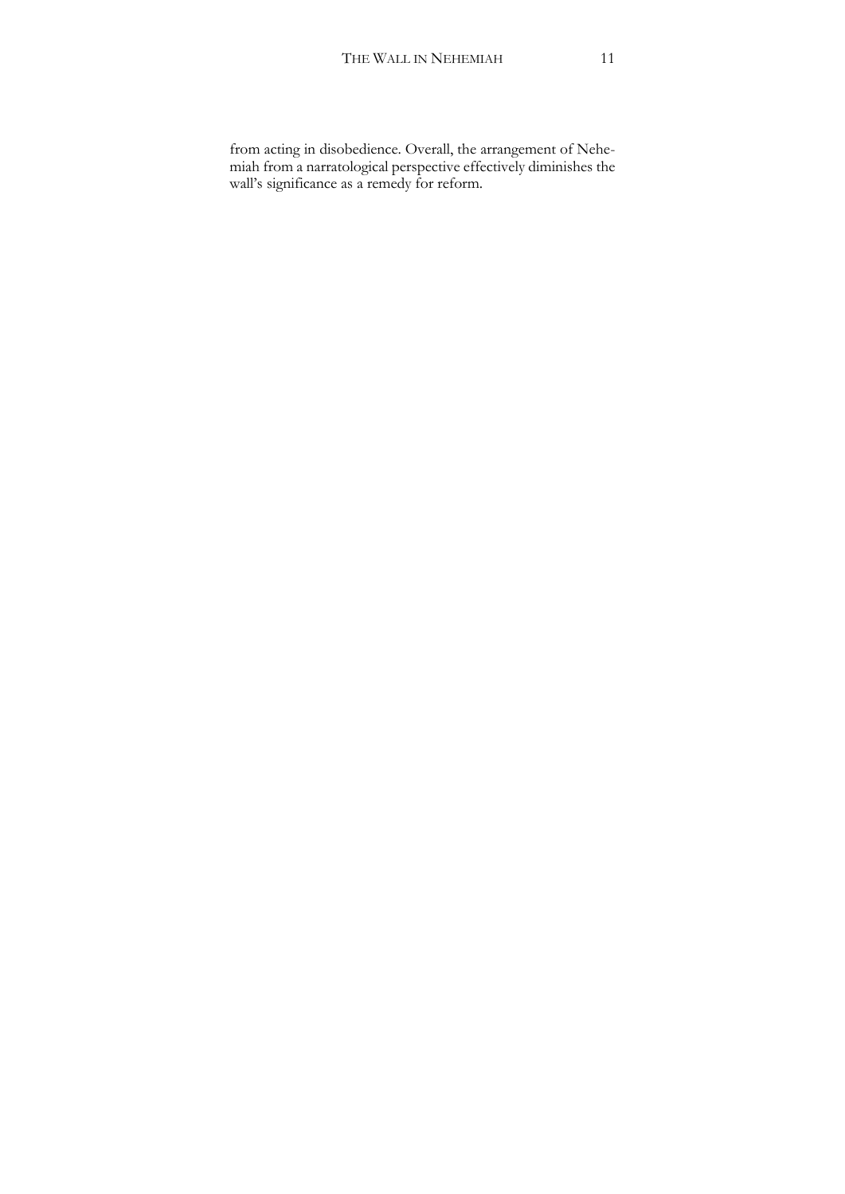from acting in disobedience. Overall, the arrangement of Nehemiah from a narratological perspective effectively diminishes the wall's significance as a remedy for reform.